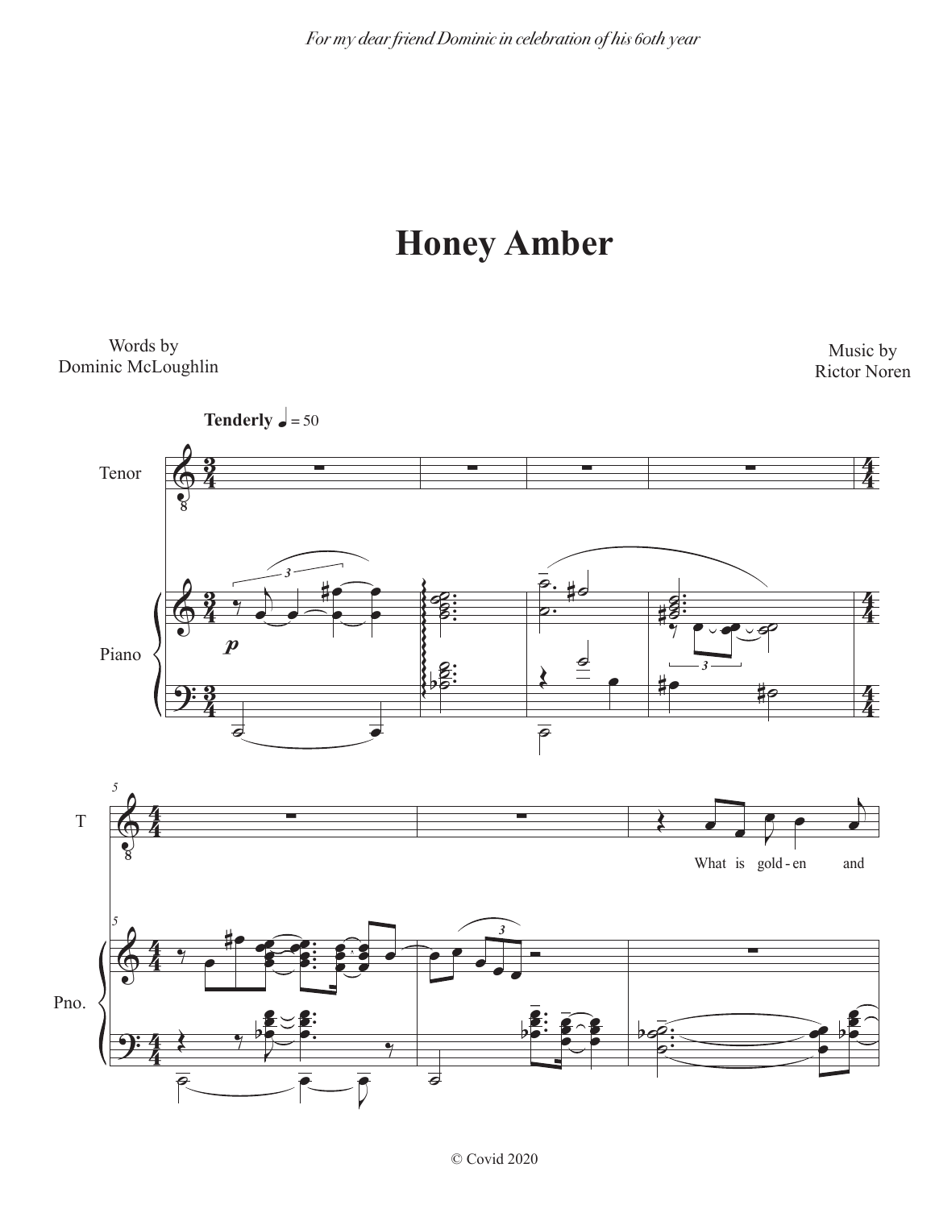*For my dear friend Dominic in celebration of his 60th year*

# Honey Amber

Words by
Dominic McLoughlin

Music by
Rictor Noren

**Tenderly** ♩ = 50

Tenor

Piano

*p*

T

Pno.

What is gold - en and

© Covid 2020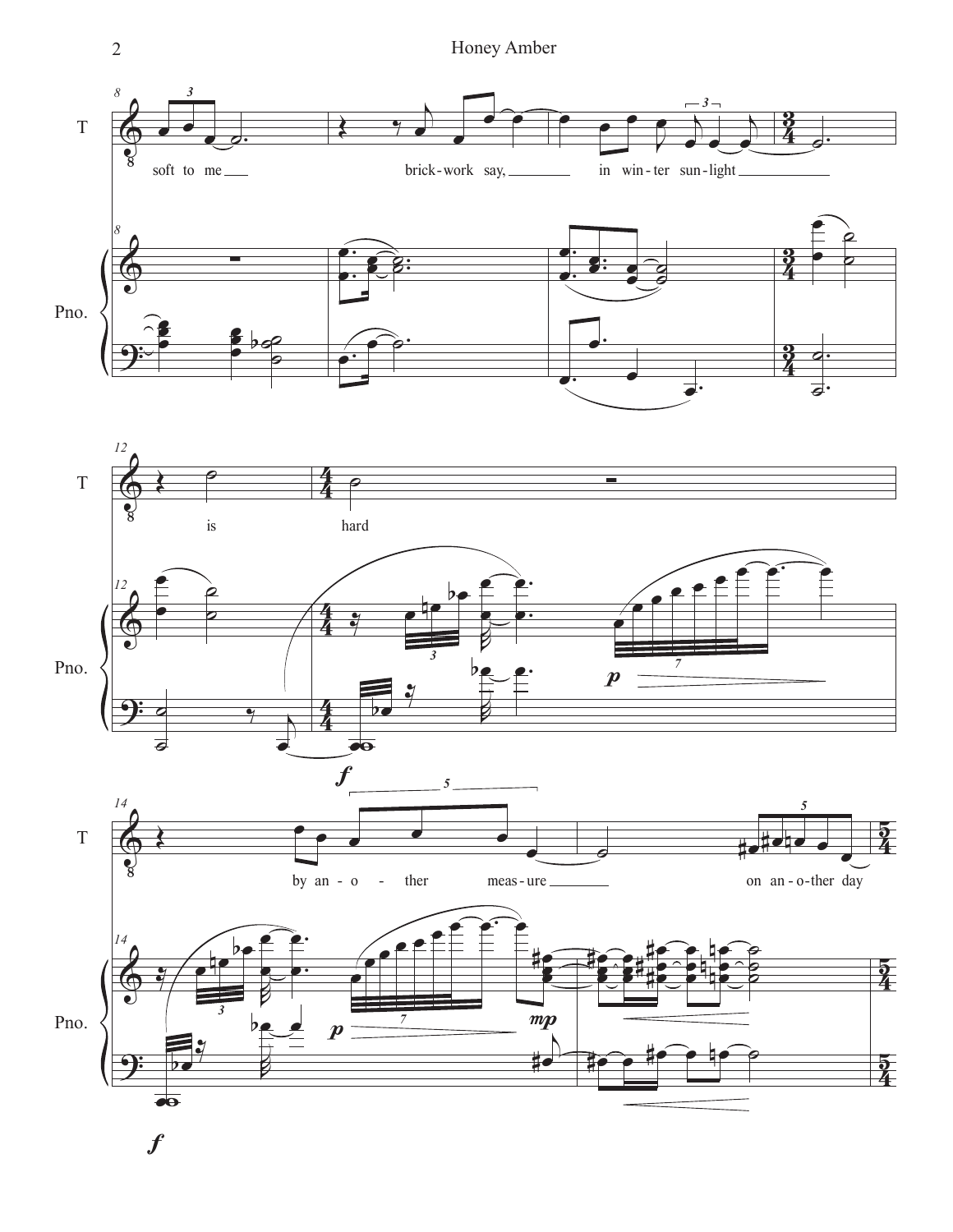soft to me brick-work say, in win-ter sun-light is hard by an-o-ther meas-ure on an-o-ther day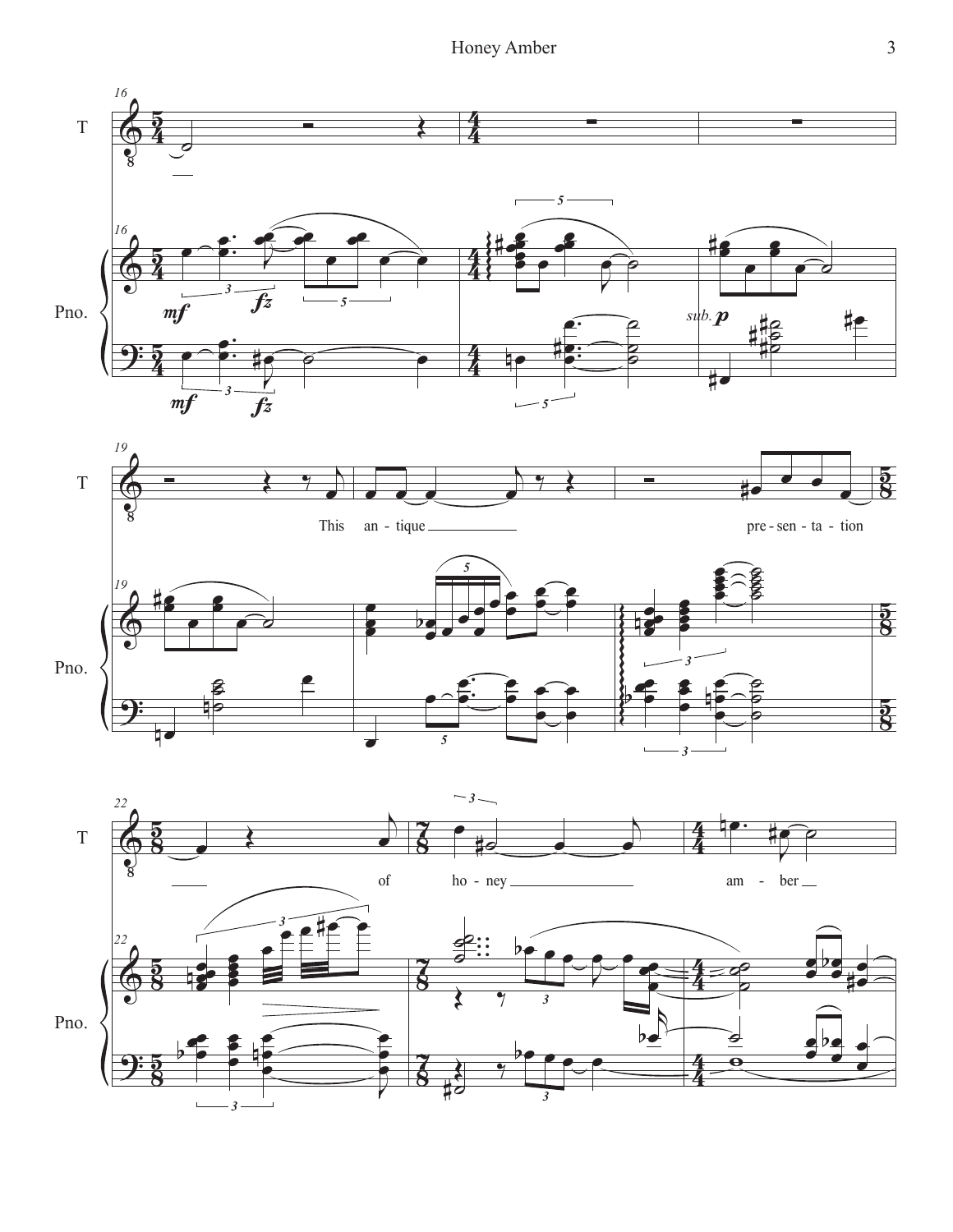T

Pno.

This an - tique pre - sen - ta - tion

of ho - ney am - ber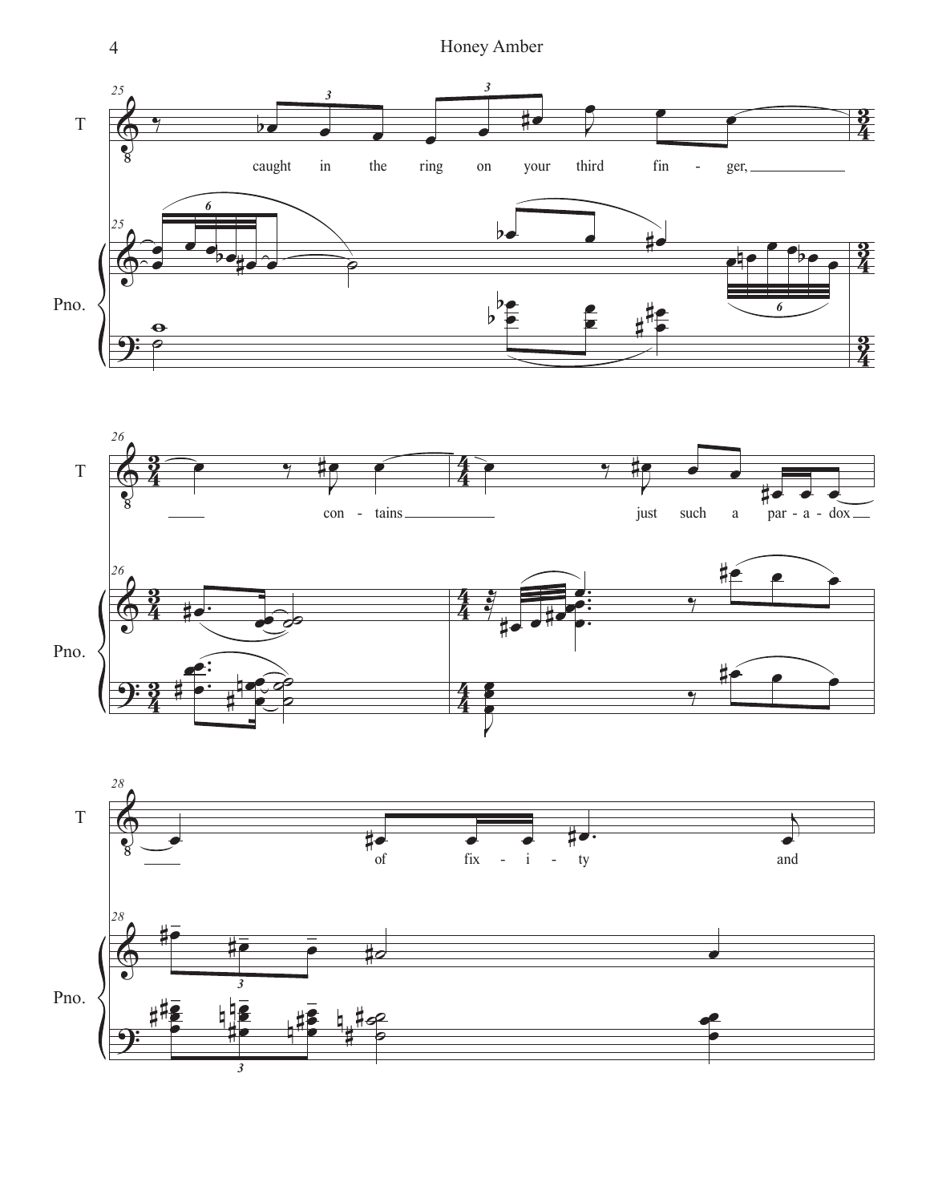25

T

caught in the ring on your third fin - ger,

Pno.

26

T

con - tains just such a par - a - dox

Pno.

28

T

of fix - i - ty and

Pno.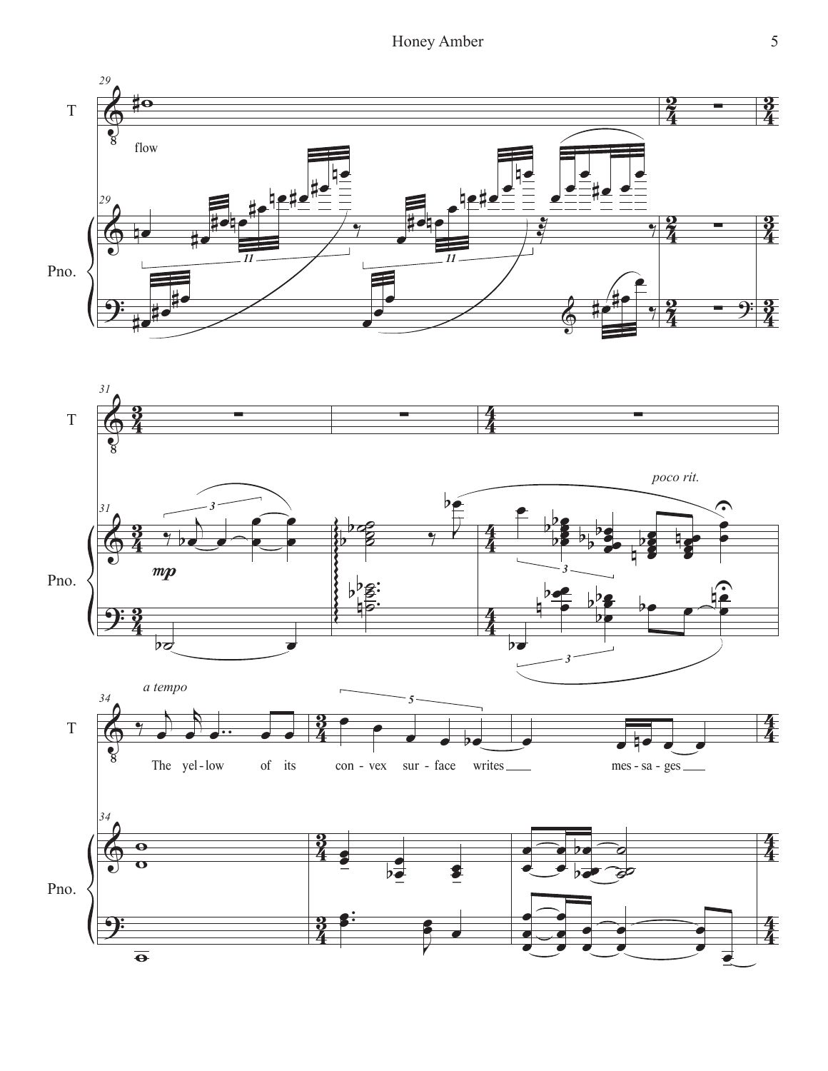flow

*mp*

*poco rit.*

*a tempo*

The yel-low of its con-vex sur-face writes ___ mes-sa-ges ___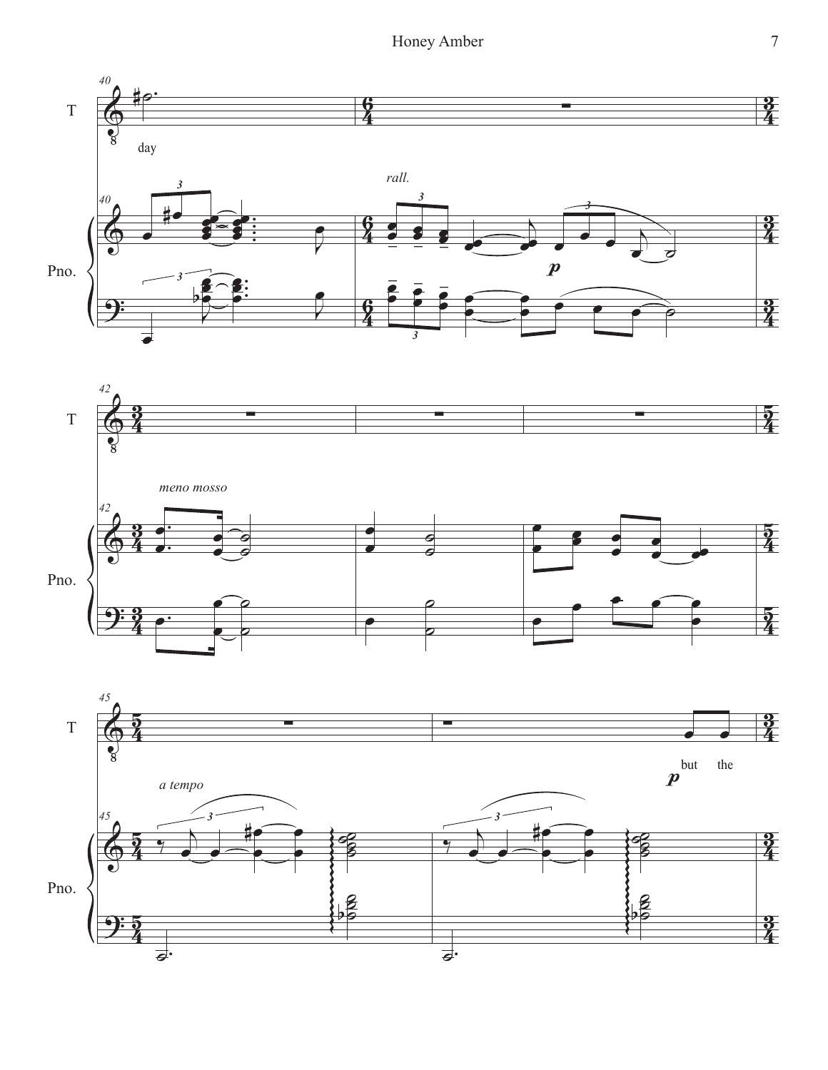T

day

Pno.

*rall.*

*p*

T

*meno mosso*

Pno.

T

*a tempo*

*p* but the

Pno.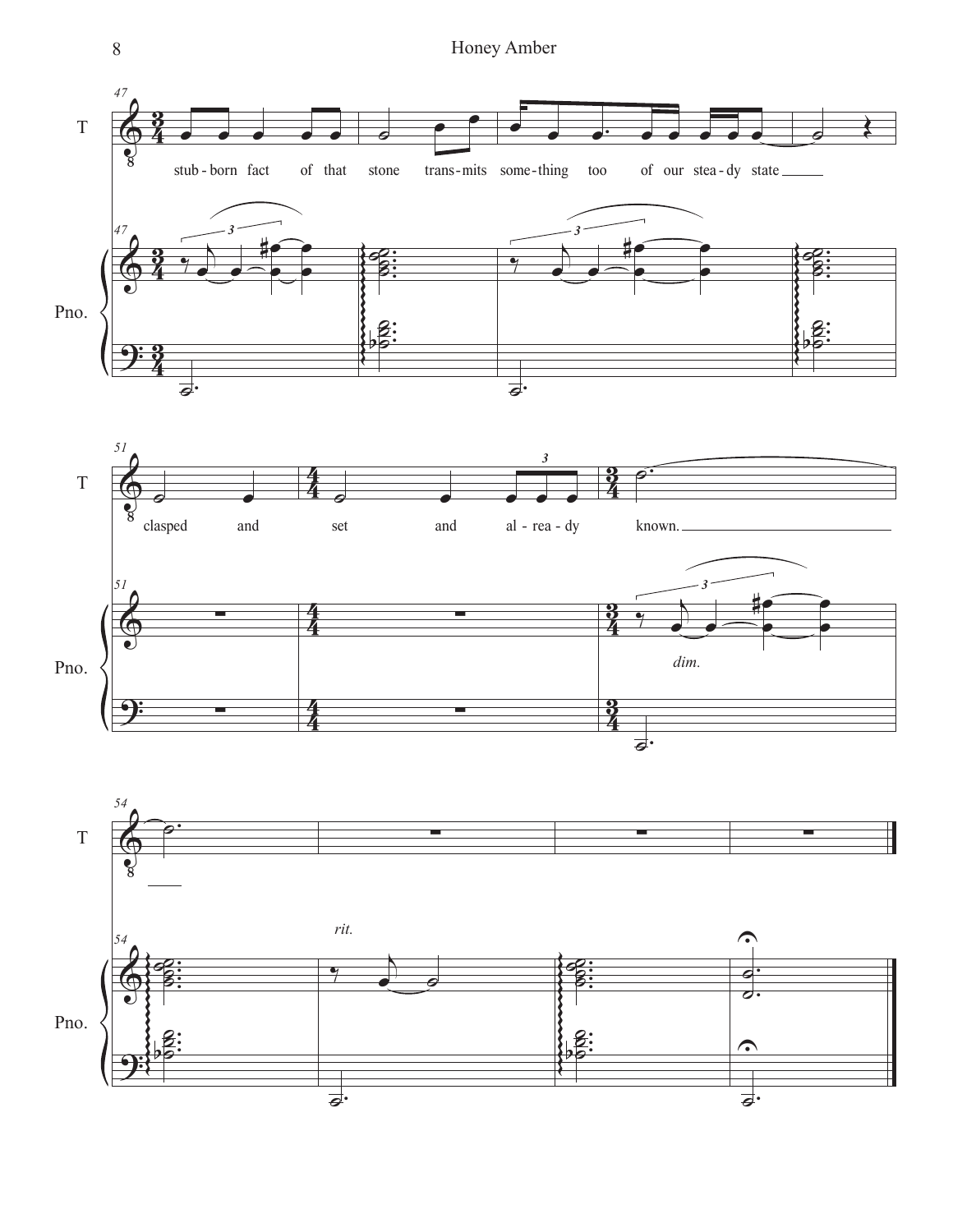stub-born fact of that stone trans-mits some-thing too of our stea-dy state

clasped and set and al-rea-dy known.